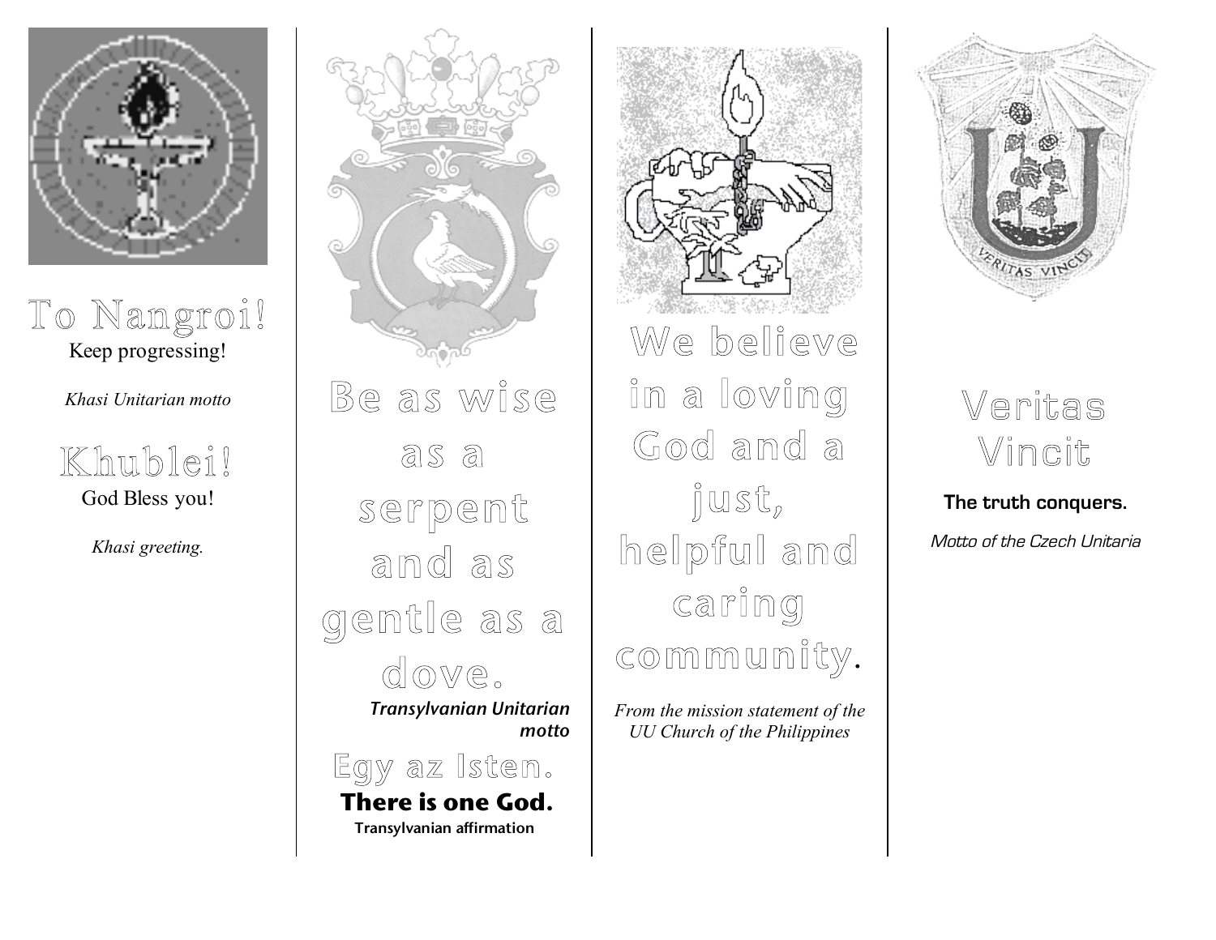To Nangroi!

Keep progressing!

*Khasi Unitarian motto*

Khublei!

God Bless you!

*Khasi greeting.*

Be as wise as a serpent and as gentle as a dove.

***Transylvanian Unitarian motto***

Egy az Isten.

**There is one God.**

**Transylvanian affirmation**

We believe in a loving God and a just, helpful and caring community.

*From the mission statement of the UU Church of the Philippines*

Veritas Vincit

**The truth conquers.**

*Motto of the Czech Unitaria*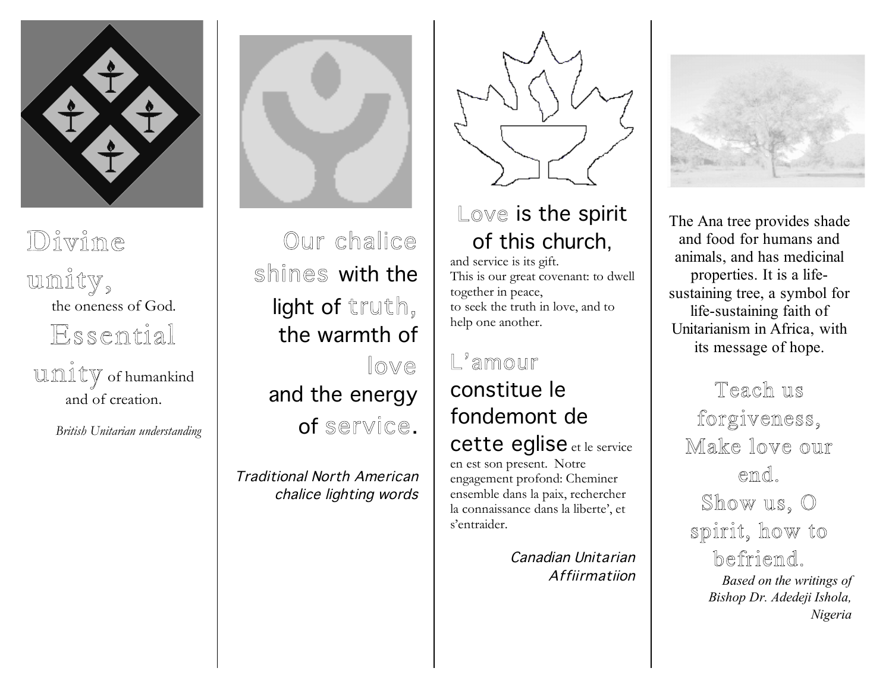Divine unity, the oneness of God. Essential unity of humankind and of creation.

*British Unitarian understanding*

Our chalice shines with the light of truth, the warmth of love and the energy of service.

*Traditional North American chalice lighting words*

Love is the spirit of this church,

and service is its gift.
This is our great covenant: to dwell together in peace,
to seek the truth in love, and to help one another.

L'amour constitue le fondemont de cette eglise et le service en est son present. Notre engagement profond: Cheminer ensemble dans la paix, rechercher la connaissance dans la liberte', et s'entraider.

*Canadian Unitarian Affiirmatiion*

The Ana tree provides shade and food for humans and animals, and has medicinal properties. It is a life-sustaining tree, a symbol for life-sustaining faith of Unitarianism in Africa, with its message of hope.

Teach us forgiveness,
Make love our end.
Show us, O spirit, how to befriend.

*Based on the writings of Bishop Dr. Adedeji Ishola, Nigeria*